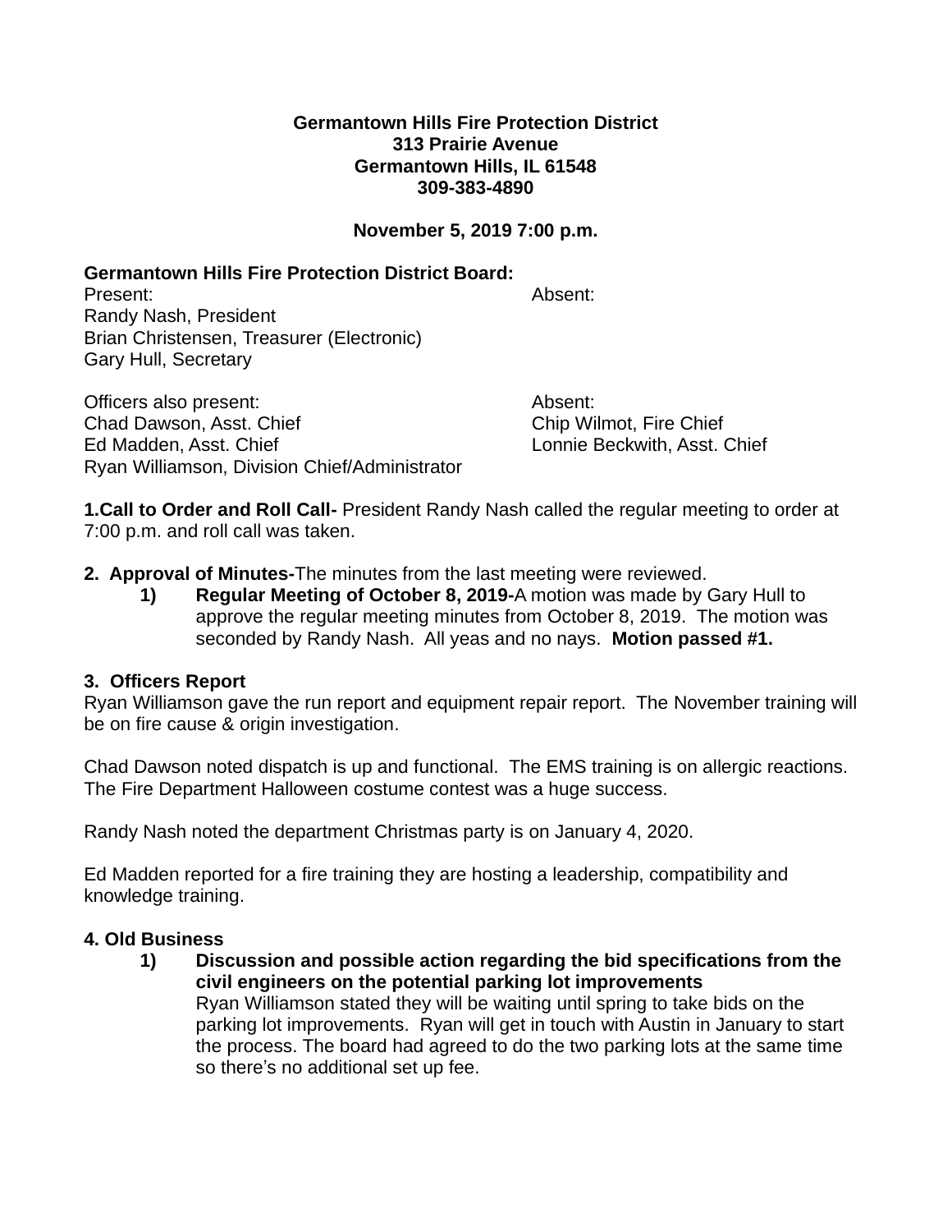**Germantown Hills Fire Protection District**
**313 Prairie Avenue**
**Germantown Hills, IL 61548**
**309-383-4890**

**November 5, 2019 7:00 p.m.**

**Germantown Hills Fire Protection District Board:**

| Present: | Absent: |
|---|---|
| Randy Nash, President | |
| Brian Christensen, Treasurer (Electronic) | |
| Gary Hull, Secretary | |

| Officers also present: | Absent: |
|---|---|
| Chad Dawson, Asst. Chief | Chip Wilmot, Fire Chief |
| Ed Madden, Asst. Chief | Lonnie Beckwith, Asst. Chief |
| Ryan Williamson, Division Chief/Administrator | |

**1.Call to Order and Roll Call-** President Randy Nash called the regular meeting to order at 7:00 p.m. and roll call was taken.

**2. Approval of Minutes-**The minutes from the last meeting were reviewed.

1) **Regular Meeting of October 8, 2019-**A motion was made by Gary Hull to approve the regular meeting minutes from October 8, 2019. The motion was seconded by Randy Nash. All yeas and no nays. **Motion passed #1.**

**3. Officers Report**

Ryan Williamson gave the run report and equipment repair report. The November training will be on fire cause & origin investigation.

Chad Dawson noted dispatch is up and functional. The EMS training is on allergic reactions. The Fire Department Halloween costume contest was a huge success.

Randy Nash noted the department Christmas party is on January 4, 2020.

Ed Madden reported for a fire training they are hosting a leadership, compatibility and knowledge training.

**4. Old Business**

1) **Discussion and possible action regarding the bid specifications from the civil engineers on the potential parking lot improvements**
Ryan Williamson stated they will be waiting until spring to take bids on the parking lot improvements. Ryan will get in touch with Austin in January to start the process. The board had agreed to do the two parking lots at the same time so there's no additional set up fee.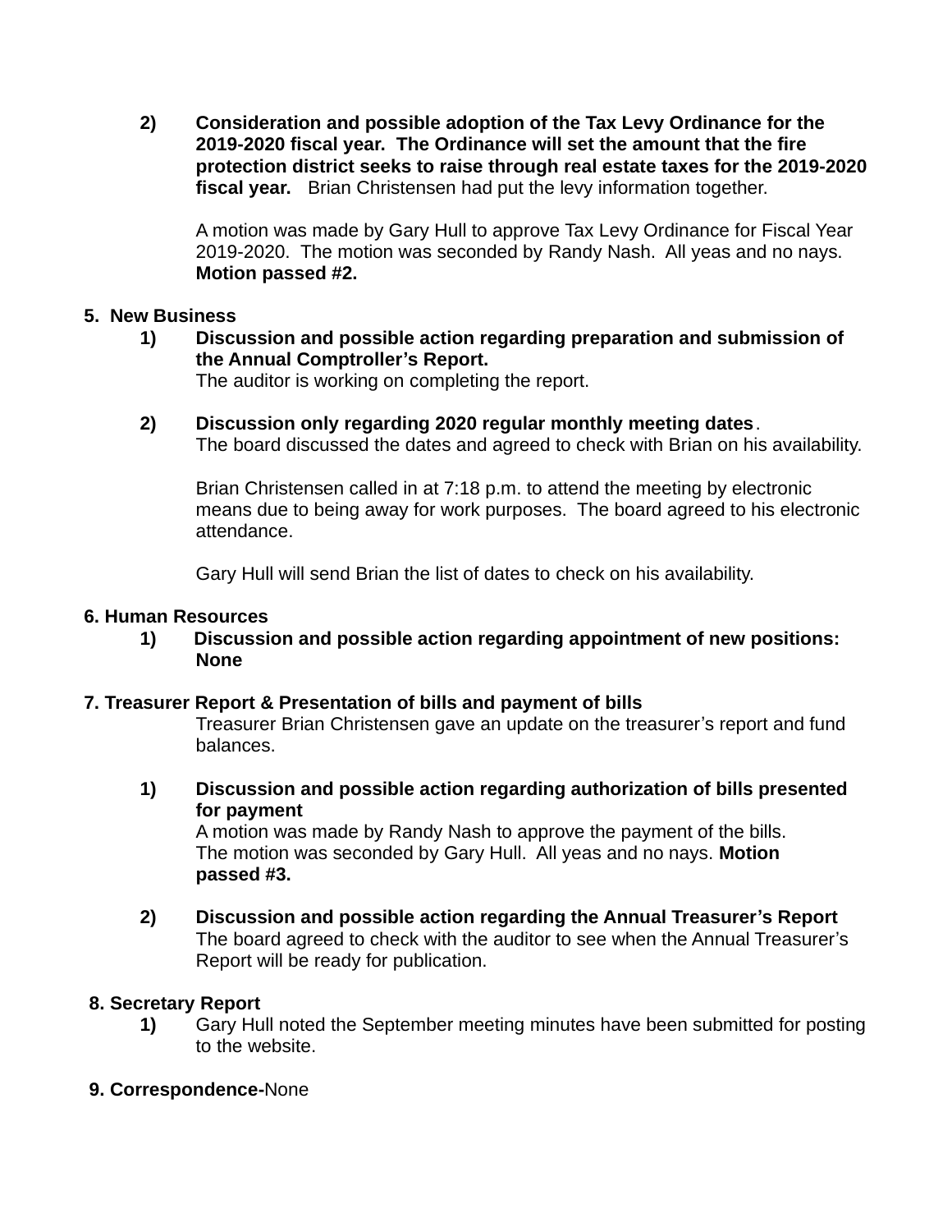2) **Consideration and possible adoption of the Tax Levy Ordinance for the 2019-2020 fiscal year. The Ordinance will set the amount that the fire protection district seeks to raise through real estate taxes for the 2019-2020 fiscal year.** Brian Christensen had put the levy information together.

   A motion was made by Gary Hull to approve Tax Levy Ordinance for Fiscal Year 2019-2020. The motion was seconded by Randy Nash. All yeas and no nays. **Motion passed #2.**

**5. New Business**

1) **Discussion and possible action regarding preparation and submission of the Annual Comptroller's Report.**
   The auditor is working on completing the report.

2) **Discussion only regarding 2020 regular monthly meeting dates**.
   The board discussed the dates and agreed to check with Brian on his availability.

   Brian Christensen called in at 7:18 p.m. to attend the meeting by electronic means due to being away for work purposes. The board agreed to his electronic attendance.

   Gary Hull will send Brian the list of dates to check on his availability.

**6. Human Resources**

1) **Discussion and possible action regarding appointment of new positions: None**

**7. Treasurer Report & Presentation of bills and payment of bills**

Treasurer Brian Christensen gave an update on the treasurer's report and fund balances.

1) **Discussion and possible action regarding authorization of bills presented for payment**
   A motion was made by Randy Nash to approve the payment of the bills. The motion was seconded by Gary Hull. All yeas and no nays. **Motion passed #3.**

2) **Discussion and possible action regarding the Annual Treasurer's Report**
   The board agreed to check with the auditor to see when the Annual Treasurer's Report will be ready for publication.

**8. Secretary Report**

1) Gary Hull noted the September meeting minutes have been submitted for posting to the website.

**9. Correspondence-**None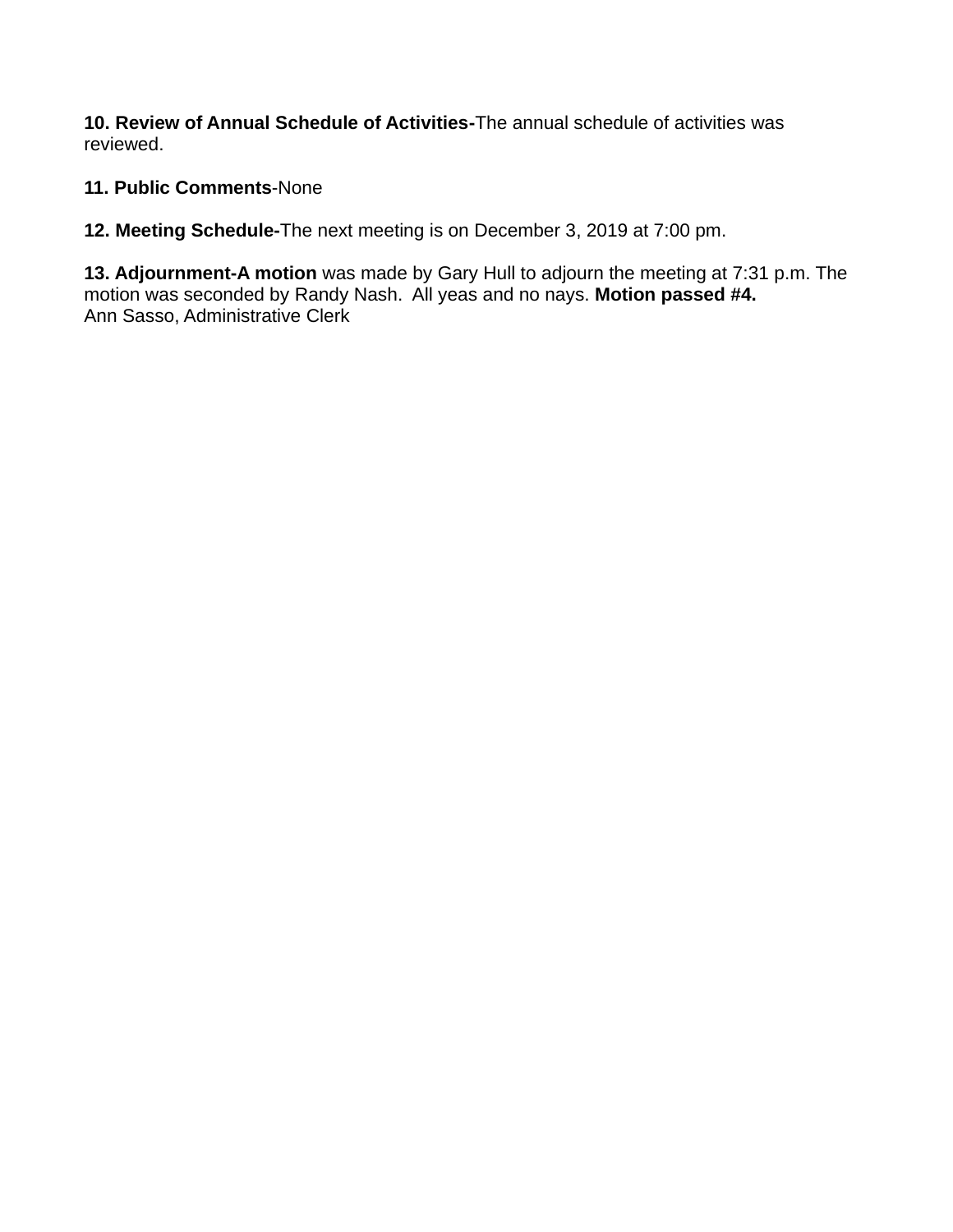**10. Review of Annual Schedule of Activities-**The annual schedule of activities was reviewed.

**11. Public Comments**-None

**12. Meeting Schedule-**The next meeting is on December 3, 2019 at 7:00 pm.

**13. Adjournment-A motion** was made by Gary Hull to adjourn the meeting at 7:31 p.m. The motion was seconded by Randy Nash. All yeas and no nays. **Motion passed #4.**
Ann Sasso, Administrative Clerk